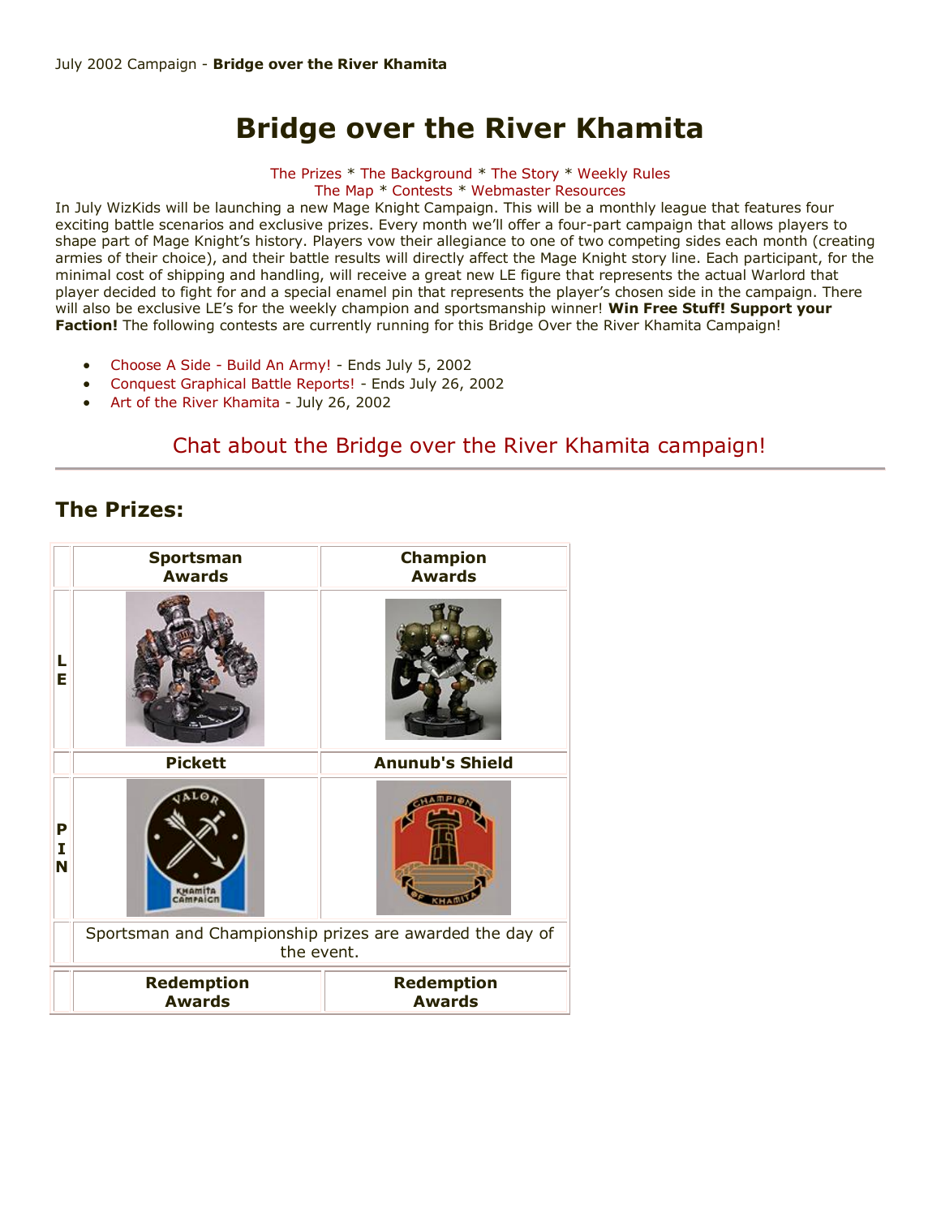July 2002 Campaign - **Bridge over the River Khamita**

# Bridge over the River Khamita

The Prizes * The Background * The Story * Weekly Rules
The Map * Contests * Webmaster Resources

In July WizKids will be launching a new Mage Knight Campaign. This will be a monthly league that features four exciting battle scenarios and exclusive prizes. Every month we'll offer a four-part campaign that allows players to shape part of Mage Knight's history. Players vow their allegiance to one of two competing sides each month (creating armies of their choice), and their battle results will directly affect the Mage Knight story line. Each participant, for the minimal cost of shipping and handling, will receive a great new LE figure that represents the actual Warlord that player decided to fight for and a special enamel pin that represents the player's chosen side in the campaign. There will also be exclusive LE's for the weekly champion and sportsmanship winner! **Win Free Stuff! Support your Faction!** The following contests are currently running for this Bridge Over the River Khamita Campaign!

- Choose A Side - Build An Army! - Ends July 5, 2002
- Conquest Graphical Battle Reports! - Ends July 26, 2002
- Art of the River Khamita - July 26, 2002

## Chat about the Bridge over the River Khamita campaign!

---

## The Prizes:

| | Sportsman Awards | Champion Awards |
|---|---|---|
| LE | | |
| | Pickett | Anunub's Shield |
| PIN | | |
| | Sportsman and Championship prizes are awarded the day of the event. | |
| | Redemption Awards | Redemption Awards |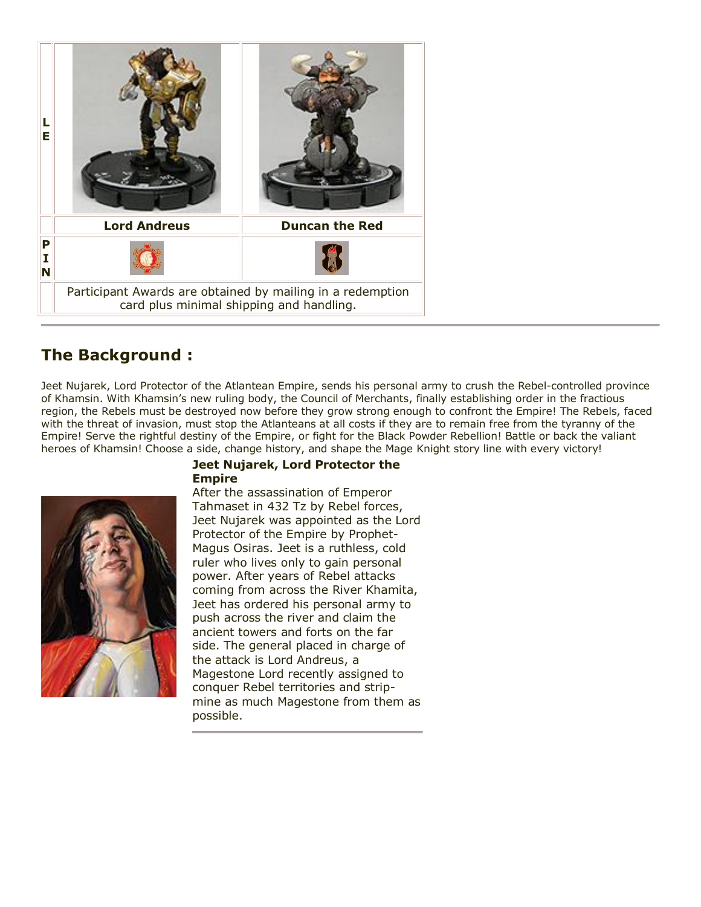| | | |
|---|---|---|
| L E | | |
| | **Lord Andreus** | **Duncan the Red** |
| P I N | | |
| | Participant Awards are obtained by mailing in a redemption card plus minimal shipping and handling. | |

## The Background :

Jeet Nujarek, Lord Protector of the Atlantean Empire, sends his personal army to crush the Rebel-controlled province of Khamsin. With Khamsin's new ruling body, the Council of Merchants, finally establishing order in the fractious region, the Rebels must be destroyed now before they grow strong enough to confront the Empire! The Rebels, faced with the threat of invasion, must stop the Atlanteans at all costs if they are to remain free from the tyranny of the Empire! Serve the rightful destiny of the Empire, or fight for the Black Powder Rebellion! Battle or back the valiant heroes of Khamsin! Choose a side, change history, and shape the Mage Knight story line with every victory!

**Jeet Nujarek, Lord Protector the Empire**

After the assassination of Emperor Tahmaset in 432 Tz by Rebel forces, Jeet Nujarek was appointed as the Lord Protector of the Empire by Prophet-Magus Osiras. Jeet is a ruthless, cold ruler who lives only to gain personal power. After years of Rebel attacks coming from across the River Khamita, Jeet has ordered his personal army to push across the river and claim the ancient towers and forts on the far side. The general placed in charge of the attack is Lord Andreus, a Magestone Lord recently assigned to conquer Rebel territories and strip-mine as much Magestone from them as possible.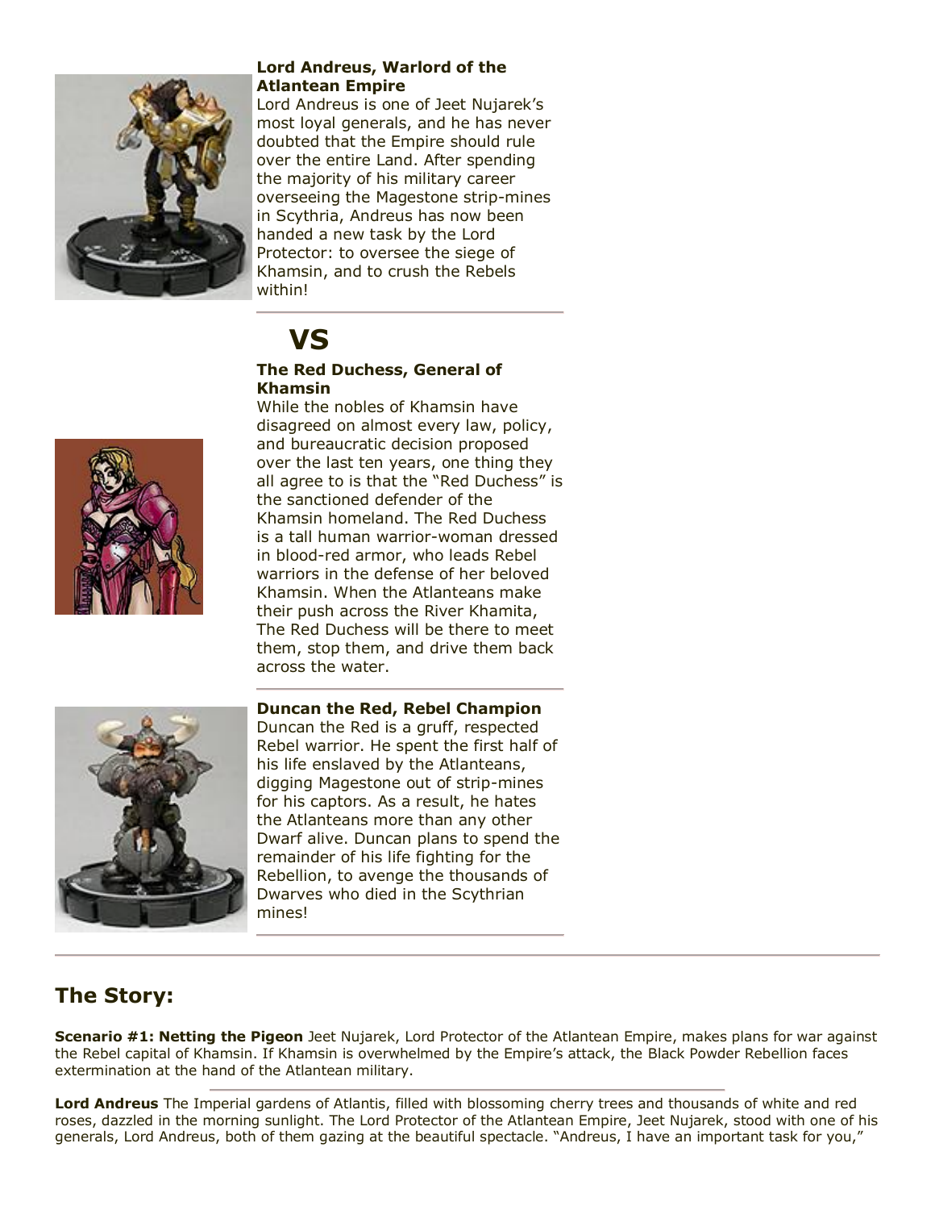**Lord Andreus, Warlord of the Atlantean Empire**
Lord Andreus is one of Jeet Nujarek's most loyal generals, and he has never doubted that the Empire should rule over the entire Land. After spending the majority of his military career overseeing the Magestone strip-mines in Scythria, Andreus has now been handed a new task by the Lord Protector: to oversee the siege of Khamsin, and to crush the Rebels within!

## VS

**The Red Duchess, General of Khamsin**
While the nobles of Khamsin have disagreed on almost every law, policy, and bureaucratic decision proposed over the last ten years, one thing they all agree to is that the "Red Duchess" is the sanctioned defender of the Khamsin homeland. The Red Duchess is a tall human warrior-woman dressed in blood-red armor, who leads Rebel warriors in the defense of her beloved Khamsin. When the Atlanteans make their push across the River Khamita, The Red Duchess will be there to meet them, stop them, and drive them back across the water.

**Duncan the Red, Rebel Champion**
Duncan the Red is a gruff, respected Rebel warrior. He spent the first half of his life enslaved by the Atlanteans, digging Magestone out of strip-mines for his captors. As a result, he hates the Atlanteans more than any other Dwarf alive. Duncan plans to spend the remainder of his life fighting for the Rebellion, to avenge the thousands of Dwarves who died in the Scythrian mines!

## The Story:

**Scenario #1: Netting the Pigeon** Jeet Nujarek, Lord Protector of the Atlantean Empire, makes plans for war against the Rebel capital of Khamsin. If Khamsin is overwhelmed by the Empire's attack, the Black Powder Rebellion faces extermination at the hand of the Atlantean military.

**Lord Andreus** The Imperial gardens of Atlantis, filled with blossoming cherry trees and thousands of white and red roses, dazzled in the morning sunlight. The Lord Protector of the Atlantean Empire, Jeet Nujarek, stood with one of his generals, Lord Andreus, both of them gazing at the beautiful spectacle. "Andreus, I have an important task for you,"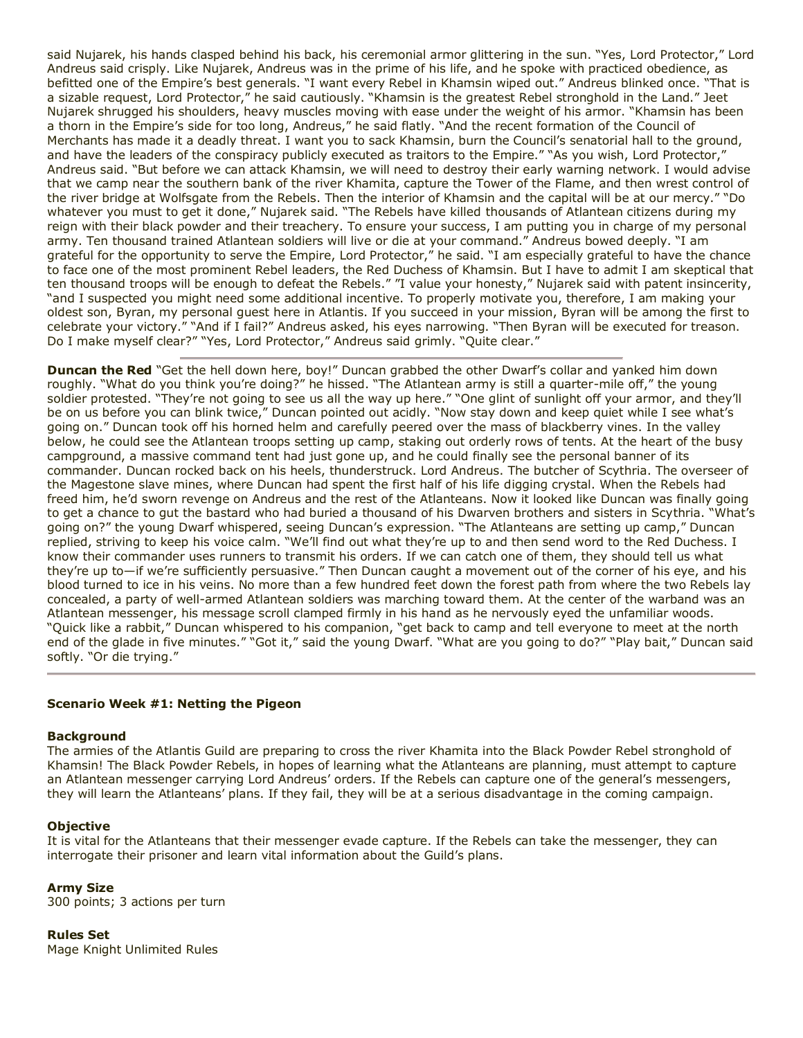said Nujarek, his hands clasped behind his back, his ceremonial armor glittering in the sun. "Yes, Lord Protector," Lord Andreus said crisply. Like Nujarek, Andreus was in the prime of his life, and he spoke with practiced obedience, as befitted one of the Empire's best generals. "I want every Rebel in Khamsin wiped out." Andreus blinked once. "That is a sizable request, Lord Protector," he said cautiously. "Khamsin is the greatest Rebel stronghold in the Land." Jeet Nujarek shrugged his shoulders, heavy muscles moving with ease under the weight of his armor. "Khamsin has been a thorn in the Empire's side for too long, Andreus," he said flatly. "And the recent formation of the Council of Merchants has made it a deadly threat. I want you to sack Khamsin, burn the Council's senatorial hall to the ground, and have the leaders of the conspiracy publicly executed as traitors to the Empire." "As you wish, Lord Protector," Andreus said. "But before we can attack Khamsin, we will need to destroy their early warning network. I would advise that we camp near the southern bank of the river Khamita, capture the Tower of the Flame, and then wrest control of the river bridge at Wolfsgate from the Rebels. Then the interior of Khamsin and the capital will be at our mercy." "Do whatever you must to get it done," Nujarek said. "The Rebels have killed thousands of Atlantean citizens during my reign with their black powder and their treachery. To ensure your success, I am putting you in charge of my personal army. Ten thousand trained Atlantean soldiers will live or die at your command." Andreus bowed deeply. "I am grateful for the opportunity to serve the Empire, Lord Protector," he said. "I am especially grateful to have the chance to face one of the most prominent Rebel leaders, the Red Duchess of Khamsin. But I have to admit I am skeptical that ten thousand troops will be enough to defeat the Rebels." "I value your honesty," Nujarek said with patent insincerity, "and I suspected you might need some additional incentive. To properly motivate you, therefore, I am making your oldest son, Byran, my personal guest here in Atlantis. If you succeed in your mission, Byran will be among the first to celebrate your victory." "And if I fail?" Andreus asked, his eyes narrowing. "Then Byran will be executed for treason. Do I make myself clear?" "Yes, Lord Protector," Andreus said grimly. "Quite clear."

---

**Duncan the Red** "Get the hell down here, boy!" Duncan grabbed the other Dwarf's collar and yanked him down roughly. "What do you think you're doing?" he hissed. "The Atlantean army is still a quarter-mile off," the young soldier protested. "They're not going to see us all the way up here." "One glint of sunlight off your armor, and they'll be on us before you can blink twice," Duncan pointed out acidly. "Now stay down and keep quiet while I see what's going on." Duncan took off his horned helm and carefully peered over the mass of blackberry vines. In the valley below, he could see the Atlantean troops setting up camp, staking out orderly rows of tents. At the heart of the busy campground, a massive command tent had just gone up, and he could finally see the personal banner of its commander. Duncan rocked back on his heels, thunderstruck. Lord Andreus. The butcher of Scythria. The overseer of the Magestone slave mines, where Duncan had spent the first half of his life digging crystal. When the Rebels had freed him, he'd sworn revenge on Andreus and the rest of the Atlanteans. Now it looked like Duncan was finally going to get a chance to gut the bastard who had buried a thousand of his Dwarven brothers and sisters in Scythria. "What's going on?" the young Dwarf whispered, seeing Duncan's expression. "The Atlanteans are setting up camp," Duncan replied, striving to keep his voice calm. "We'll find out what they're up to and then send word to the Red Duchess. I know their commander uses runners to transmit his orders. If we can catch one of them, they should tell us what they're up to—if we're sufficiently persuasive." Then Duncan caught a movement out of the corner of his eye, and his blood turned to ice in his veins. No more than a few hundred feet down the forest path from where the two Rebels lay concealed, a party of well-armed Atlantean soldiers was marching toward them. At the center of the warband was an Atlantean messenger, his message scroll clamped firmly in his hand as he nervously eyed the unfamiliar woods. "Quick like a rabbit," Duncan whispered to his companion, "get back to camp and tell everyone to meet at the north end of the glade in five minutes." "Got it," said the young Dwarf. "What are you going to do?" "Play bait," Duncan said softly. "Or die trying."

---

### Scenario Week #1: Netting the Pigeon

**Background**

The armies of the Atlantis Guild are preparing to cross the river Khamita into the Black Powder Rebel stronghold of Khamsin! The Black Powder Rebels, in hopes of learning what the Atlanteans are planning, must attempt to capture an Atlantean messenger carrying Lord Andreus' orders. If the Rebels can capture one of the general's messengers, they will learn the Atlanteans' plans. If they fail, they will be at a serious disadvantage in the coming campaign.

**Objective**

It is vital for the Atlanteans that their messenger evade capture. If the Rebels can take the messenger, they can interrogate their prisoner and learn vital information about the Guild's plans.

**Army Size**

300 points; 3 actions per turn

**Rules Set**

Mage Knight Unlimited Rules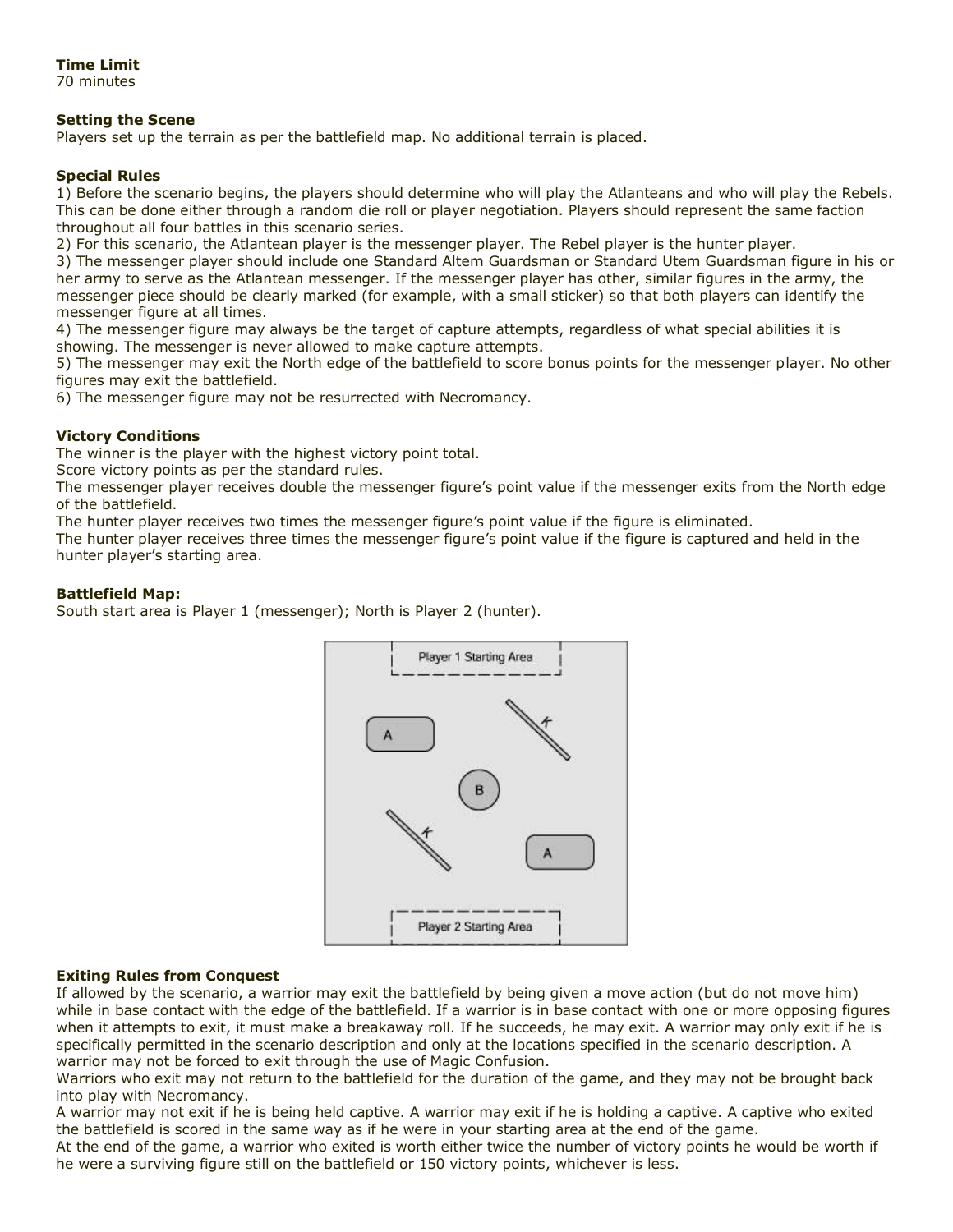**Time Limit**
70 minutes

**Setting the Scene**
Players set up the terrain as per the battlefield map. No additional terrain is placed.

**Special Rules**
1) Before the scenario begins, the players should determine who will play the Atlanteans and who will play the Rebels. This can be done either through a random die roll or player negotiation. Players should represent the same faction throughout all four battles in this scenario series.
2) For this scenario, the Atlantean player is the messenger player. The Rebel player is the hunter player.
3) The messenger player should include one Standard Altem Guardsman or Standard Utem Guardsman figure in his or her army to serve as the Atlantean messenger. If the messenger player has other, similar figures in the army, the messenger piece should be clearly marked (for example, with a small sticker) so that both players can identify the messenger figure at all times.
4) The messenger figure may always be the target of capture attempts, regardless of what special abilities it is showing. The messenger is never allowed to make capture attempts.
5) The messenger may exit the North edge of the battlefield to score bonus points for the messenger player. No other figures may exit the battlefield.
6) The messenger figure may not be resurrected with Necromancy.

**Victory Conditions**
The winner is the player with the highest victory point total.
Score victory points as per the standard rules.
The messenger player receives double the messenger figure's point value if the messenger exits from the North edge of the battlefield.
The hunter player receives two times the messenger figure's point value if the figure is eliminated.
The hunter player receives three times the messenger figure's point value if the figure is captured and held in the hunter player's starting area.

**Battlefield Map:**
South start area is Player 1 (messenger); North is Player 2 (hunter).

Player 1 Starting Area

A

B

A

Player 2 Starting Area

**Exiting Rules from Conquest**
If allowed by the scenario, a warrior may exit the battlefield by being given a move action (but do not move him) while in base contact with the edge of the battlefield. If a warrior is in base contact with one or more opposing figures when it attempts to exit, it must make a breakaway roll. If he succeeds, he may exit. A warrior may only exit if he is specifically permitted in the scenario description and only at the locations specified in the scenario description. A warrior may not be forced to exit through the use of Magic Confusion.
Warriors who exit may not return to the battlefield for the duration of the game, and they may not be brought back into play with Necromancy.
A warrior may not exit if he is being held captive. A warrior may exit if he is holding a captive. A captive who exited the battlefield is scored in the same way as if he were in your starting area at the end of the game.
At the end of the game, a warrior who exited is worth either twice the number of victory points he would be worth if he were a surviving figure still on the battlefield or 150 victory points, whichever is less.